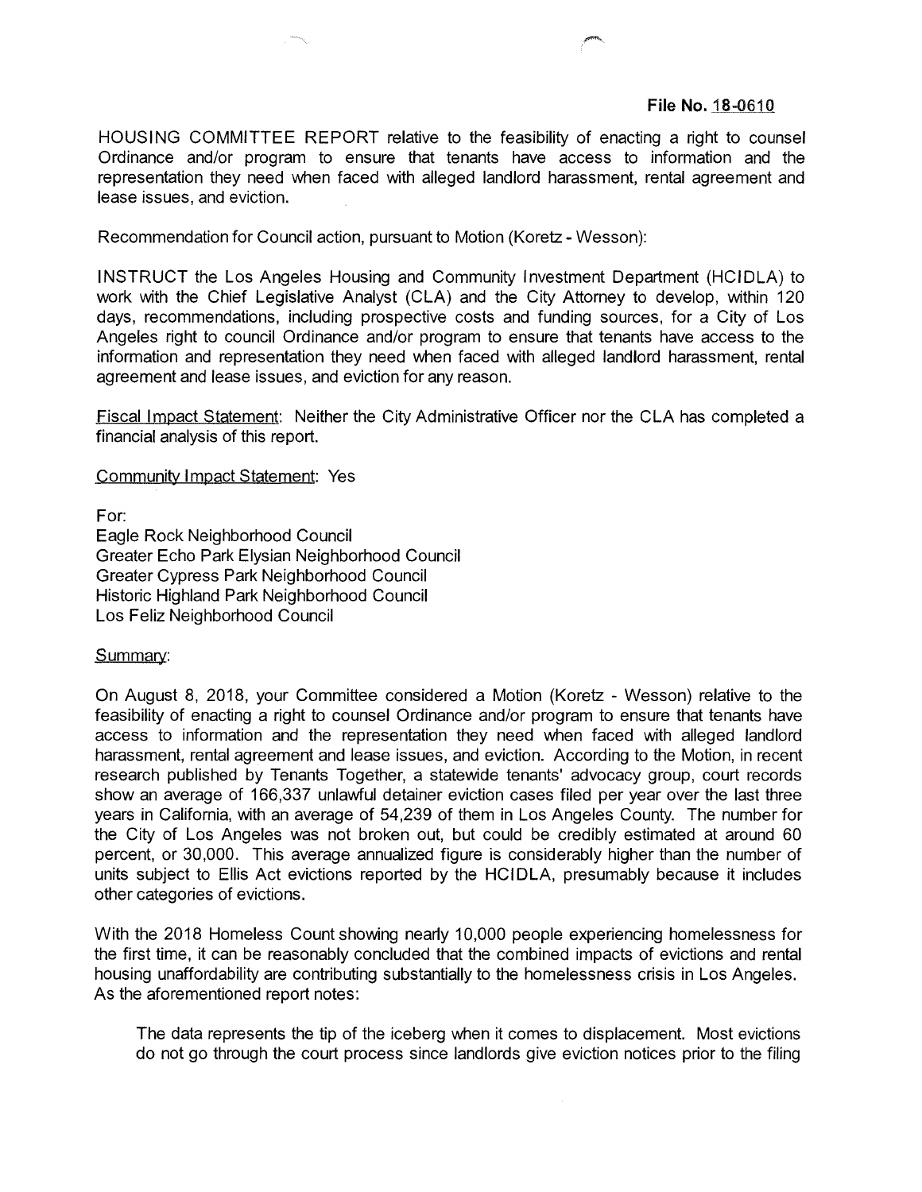**File No. 18-0610**

HOUSING COMMITTEE REPORT relative to the feasibility of enacting a right to counsel Ordinance and/or program to ensure that tenants have access to information and the representation they need when faced with alleged landlord harassment, rental agreement and lease issues, and eviction.

Recommendation for Council action, pursuant to Motion (Koretz - Wesson):

INSTRUCT the Los Angeles Housing and Community Investment Department (HCIDLA) to work with the Chief Legislative Analyst (CLA) and the City Attorney to develop, within 120 days, recommendations, including prospective costs and funding sources, for a City of Los Angeles right to council Ordinance and/or program to ensure that tenants have access to the information and representation they need when faced with alleged landlord harassment, rental agreement and lease issues, and eviction for any reason.

Fiscal Impact Statement: Neither the City Administrative Officer nor the CLA has completed a financial analysis of this report.

Community Impact Statement: Yes

For:
Eagle Rock Neighborhood Council
Greater Echo Park Elysian Neighborhood Council
Greater Cypress Park Neighborhood Council
Historic Highland Park Neighborhood Council
Los Feliz Neighborhood Council

Summary:

On August 8, 2018, your Committee considered a Motion (Koretz - Wesson) relative to the feasibility of enacting a right to counsel Ordinance and/or program to ensure that tenants have access to information and the representation they need when faced with alleged landlord harassment, rental agreement and lease issues, and eviction. According to the Motion, in recent research published by Tenants Together, a statewide tenants' advocacy group, court records show an average of 166,337 unlawful detainer eviction cases filed per year over the last three years in California, with an average of 54,239 of them in Los Angeles County. The number for the City of Los Angeles was not broken out, but could be credibly estimated at around 60 percent, or 30,000. This average annualized figure is considerably higher than the number of units subject to Ellis Act evictions reported by the HCIDLA, presumably because it includes other categories of evictions.

With the 2018 Homeless Count showing nearly 10,000 people experiencing homelessness for the first time, it can be reasonably concluded that the combined impacts of evictions and rental housing unaffordability are contributing substantially to the homelessness crisis in Los Angeles. As the aforementioned report notes:

> The data represents the tip of the iceberg when it comes to displacement. Most evictions do not go through the court process since landlords give eviction notices prior to the filing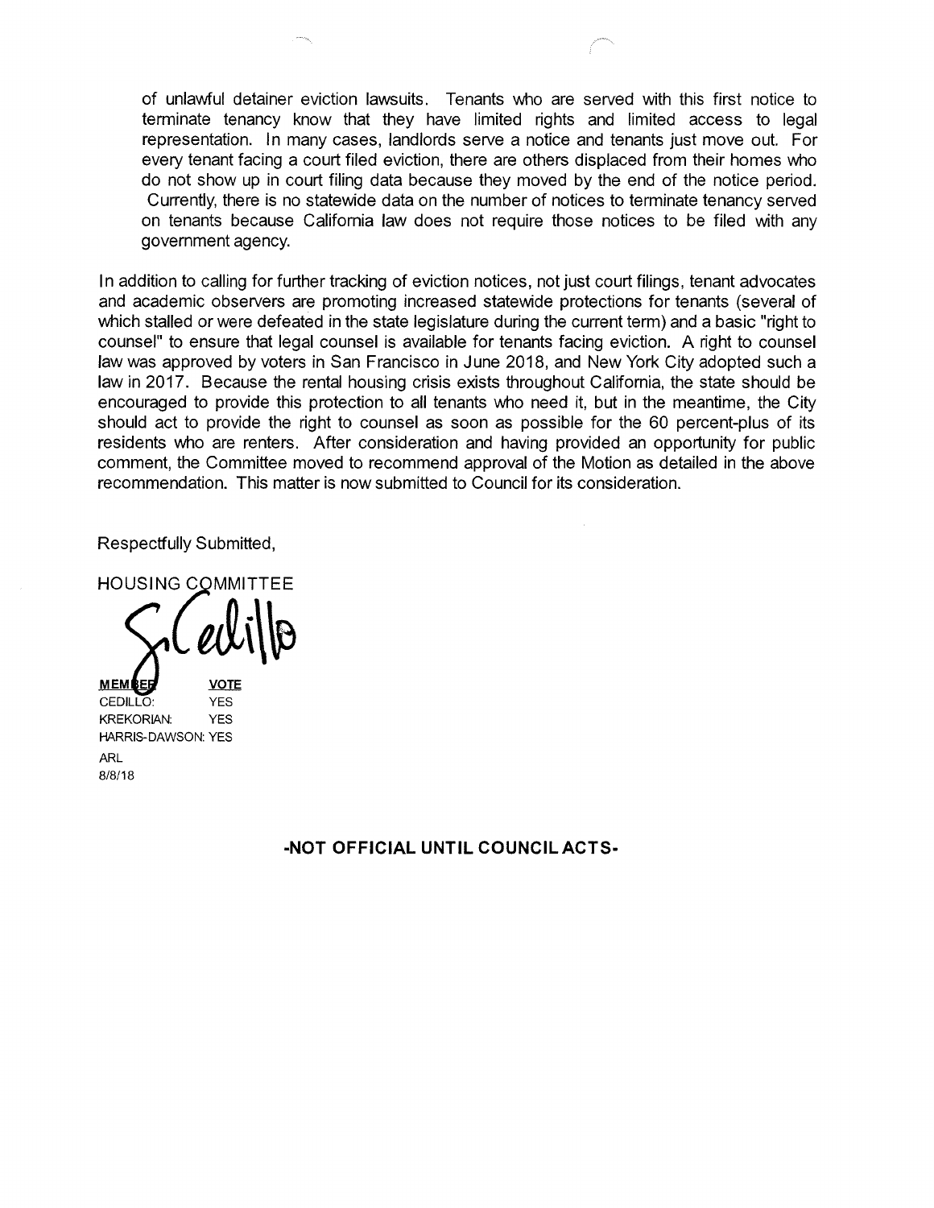of unlawful detainer eviction lawsuits. Tenants who are served with this first notice to terminate tenancy know that they have limited rights and limited access to legal representation. In many cases, landlords serve a notice and tenants just move out. For every tenant facing a court filed eviction, there are others displaced from their homes who do not show up in court filing data because they moved by the end of the notice period. Currently, there is no statewide data on the number of notices to terminate tenancy served on tenants because California law does not require those notices to be filed with any government agency.

In addition to calling for further tracking of eviction notices, not just court filings, tenant advocates and academic observers are promoting increased statewide protections for tenants (several of which stalled or were defeated in the state legislature during the current term) and a basic "right to counsel" to ensure that legal counsel is available for tenants facing eviction. A right to counsel law was approved by voters in San Francisco in June 2018, and New York City adopted such a law in 2017. Because the rental housing crisis exists throughout California, the state should be encouraged to provide this protection to all tenants who need it, but in the meantime, the City should act to provide the right to counsel as soon as possible for the 60 percent-plus of its residents who are renters. After consideration and having provided an opportunity for public comment, the Committee moved to recommend approval of the Motion as detailed in the above recommendation. This matter is now submitted to Council for its consideration.

Respectfully Submitted,

HOUSING COMMITTEE

| MEMBER | VOTE |
|---|---|
| CEDILLO: | YES |
| KREKORIAN: | YES |
| HARRIS-DAWSON: | YES |

ARL
8/8/18

**-NOT OFFICIAL UNTIL COUNCIL ACTS-**